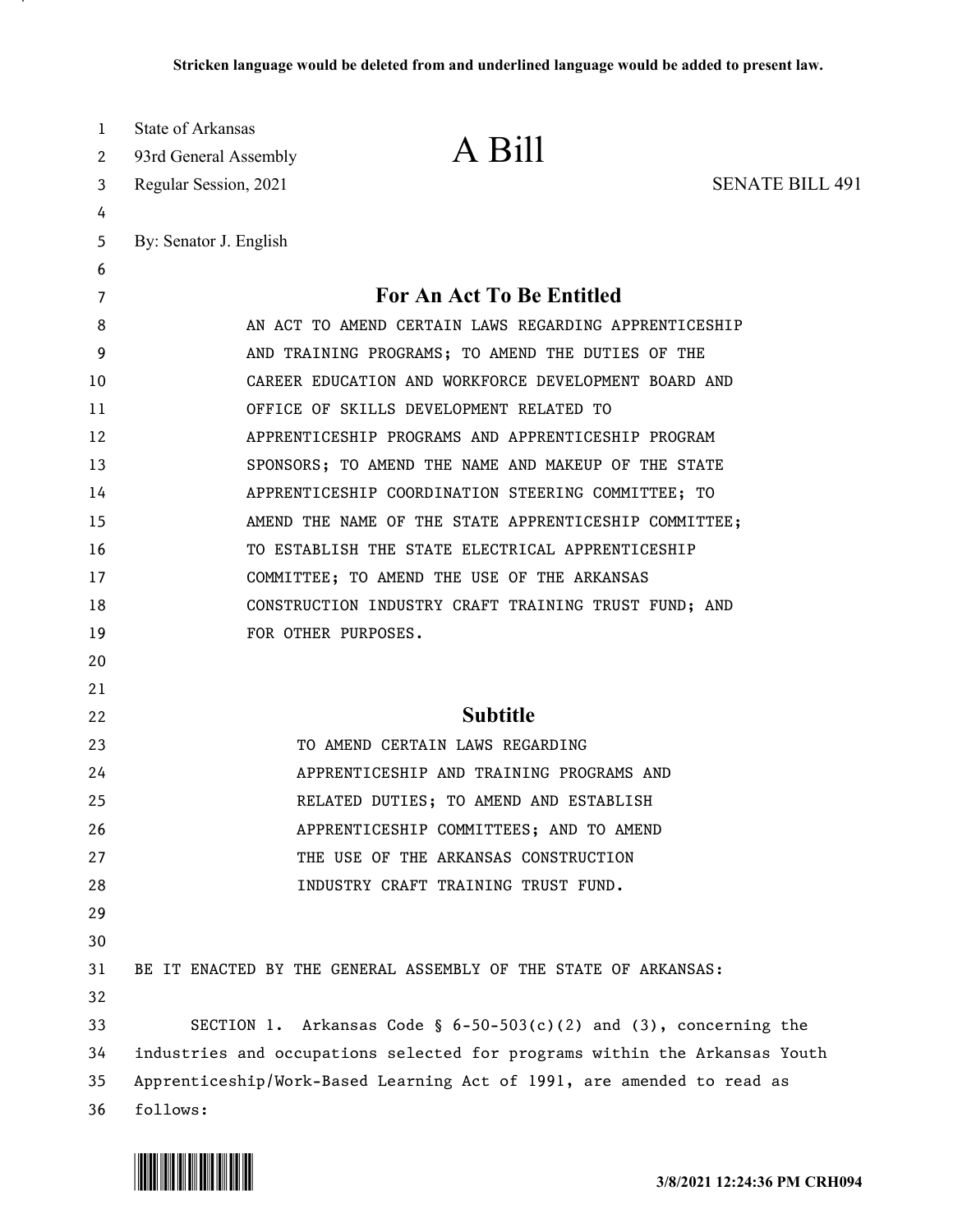Stricken language would be deleted from and underlined language would be added to present law.

State of Arkansas
93rd General Assembly
Regular Session, 2021

# A Bill

SENATE BILL 491

By: Senator J. English

## For An Act To Be Entitled

AN ACT TO AMEND CERTAIN LAWS REGARDING APPRENTICESHIP AND TRAINING PROGRAMS; TO AMEND THE DUTIES OF THE CAREER EDUCATION AND WORKFORCE DEVELOPMENT BOARD AND OFFICE OF SKILLS DEVELOPMENT RELATED TO APPRENTICESHIP PROGRAMS AND APPRENTICESHIP PROGRAM SPONSORS; TO AMEND THE NAME AND MAKEUP OF THE STATE APPRENTICESHIP COORDINATION STEERING COMMITTEE; TO AMEND THE NAME OF THE STATE APPRENTICESHIP COMMITTEE; TO ESTABLISH THE STATE ELECTRICAL APPRENTICESHIP COMMITTEE; TO AMEND THE USE OF THE ARKANSAS CONSTRUCTION INDUSTRY CRAFT TRAINING TRUST FUND; AND FOR OTHER PURPOSES.

## Subtitle

TO AMEND CERTAIN LAWS REGARDING APPRENTICESHIP AND TRAINING PROGRAMS AND RELATED DUTIES; TO AMEND AND ESTABLISH APPRENTICESHIP COMMITTEES; AND TO AMEND THE USE OF THE ARKANSAS CONSTRUCTION INDUSTRY CRAFT TRAINING TRUST FUND.

BE IT ENACTED BY THE GENERAL ASSEMBLY OF THE STATE OF ARKANSAS:

SECTION 1. Arkansas Code § 6-50-503(c)(2) and (3), concerning the industries and occupations selected for programs within the Arkansas Youth Apprenticeship/Work-Based Learning Act of 1991, are amended to read as follows:

3/8/2021 12:24:36 PM CRH094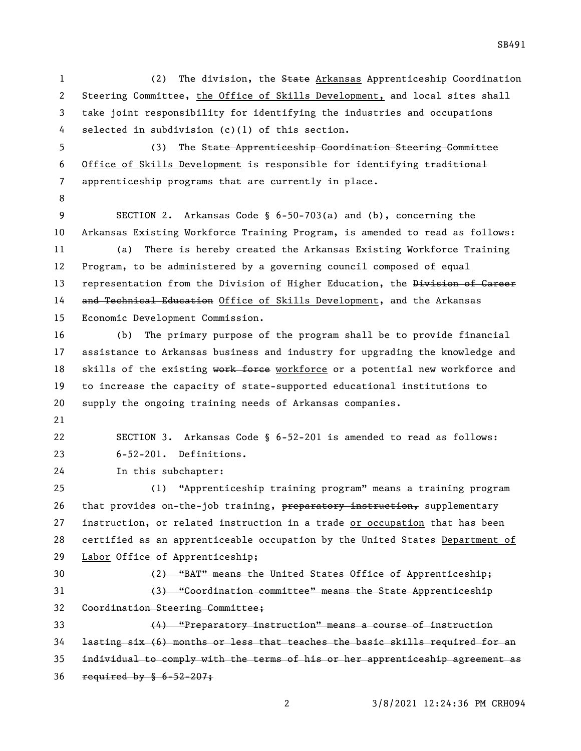(2) The division, the ~~State~~ Arkansas Apprenticeship Coordination Steering Committee, the Office of Skills Development, and local sites shall take joint responsibility for identifying the industries and occupations selected in subdivision (c)(1) of this section.

(3) The ~~State Apprenticeship Coordination Steering Committee~~ Office of Skills Development is responsible for identifying ~~traditional~~ apprenticeship programs that are currently in place.

SECTION 2. Arkansas Code § 6-50-703(a) and (b), concerning the Arkansas Existing Workforce Training Program, is amended to read as follows:

(a) There is hereby created the Arkansas Existing Workforce Training Program, to be administered by a governing council composed of equal representation from the Division of Higher Education, the ~~Division of Career and Technical Education~~ Office of Skills Development, and the Arkansas Economic Development Commission.

(b) The primary purpose of the program shall be to provide financial assistance to Arkansas business and industry for upgrading the knowledge and skills of the existing ~~work force~~ workforce or a potential new workforce and to increase the capacity of state-supported educational institutions to supply the ongoing training needs of Arkansas companies.

SECTION 3. Arkansas Code § 6-52-201 is amended to read as follows:

6-52-201. Definitions.

In this subchapter:

(1) "Apprenticeship training program" means a training program that provides on-the-job training, ~~preparatory instruction,~~ supplementary instruction, or related instruction in a trade or occupation that has been certified as an apprenticeable occupation by the United States Department of Labor Office of Apprenticeship;

~~(2) "BAT" means the United States Office of Apprenticeship;~~

~~(3) "Coordination committee" means the State Apprenticeship Coordination Steering Committee;~~

~~(4) "Preparatory instruction" means a course of instruction lasting six (6) months or less that teaches the basic skills required for an individual to comply with the terms of his or her apprenticeship agreement as required by § 6-52-207;~~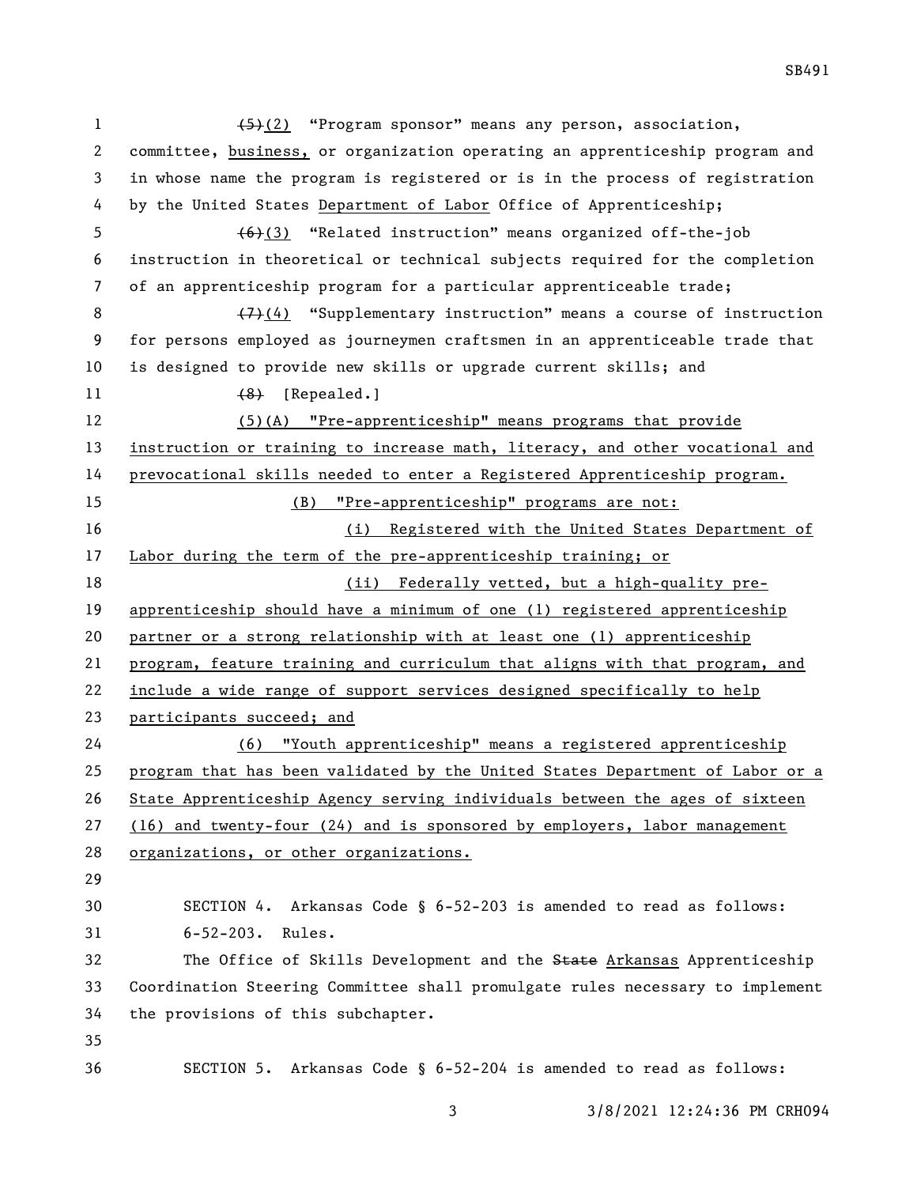(5)(2) "Program sponsor" means any person, association, committee, business, or organization operating an apprenticeship program and in whose name the program is registered or is in the process of registration by the United States Department of Labor Office of Apprenticeship;

(6)(3) "Related instruction" means organized off-the-job instruction in theoretical or technical subjects required for the completion of an apprenticeship program for a particular apprenticeable trade;

(7)(4) "Supplementary instruction" means a course of instruction for persons employed as journeymen craftsmen in an apprenticeable trade that is designed to provide new skills or upgrade current skills; and

(8) [Repealed.]

(5)(A) "Pre-apprenticeship" means programs that provide instruction or training to increase math, literacy, and other vocational and prevocational skills needed to enter a Registered Apprenticeship program.

(B) "Pre-apprenticeship" programs are not:

(i) Registered with the United States Department of Labor during the term of the pre-apprenticeship training; or

(ii) Federally vetted, but a high-quality pre-apprenticeship should have a minimum of one (1) registered apprenticeship partner or a strong relationship with at least one (1) apprenticeship program, feature training and curriculum that aligns with that program, and include a wide range of support services designed specifically to help participants succeed; and

(6) "Youth apprenticeship" means a registered apprenticeship program that has been validated by the United States Department of Labor or a State Apprenticeship Agency serving individuals between the ages of sixteen (16) and twenty-four (24) and is sponsored by employers, labor management organizations, or other organizations.

SECTION 4. Arkansas Code § 6-52-203 is amended to read as follows:

6-52-203. Rules.

The Office of Skills Development and the State Arkansas Apprenticeship Coordination Steering Committee shall promulgate rules necessary to implement the provisions of this subchapter.

SECTION 5. Arkansas Code § 6-52-204 is amended to read as follows: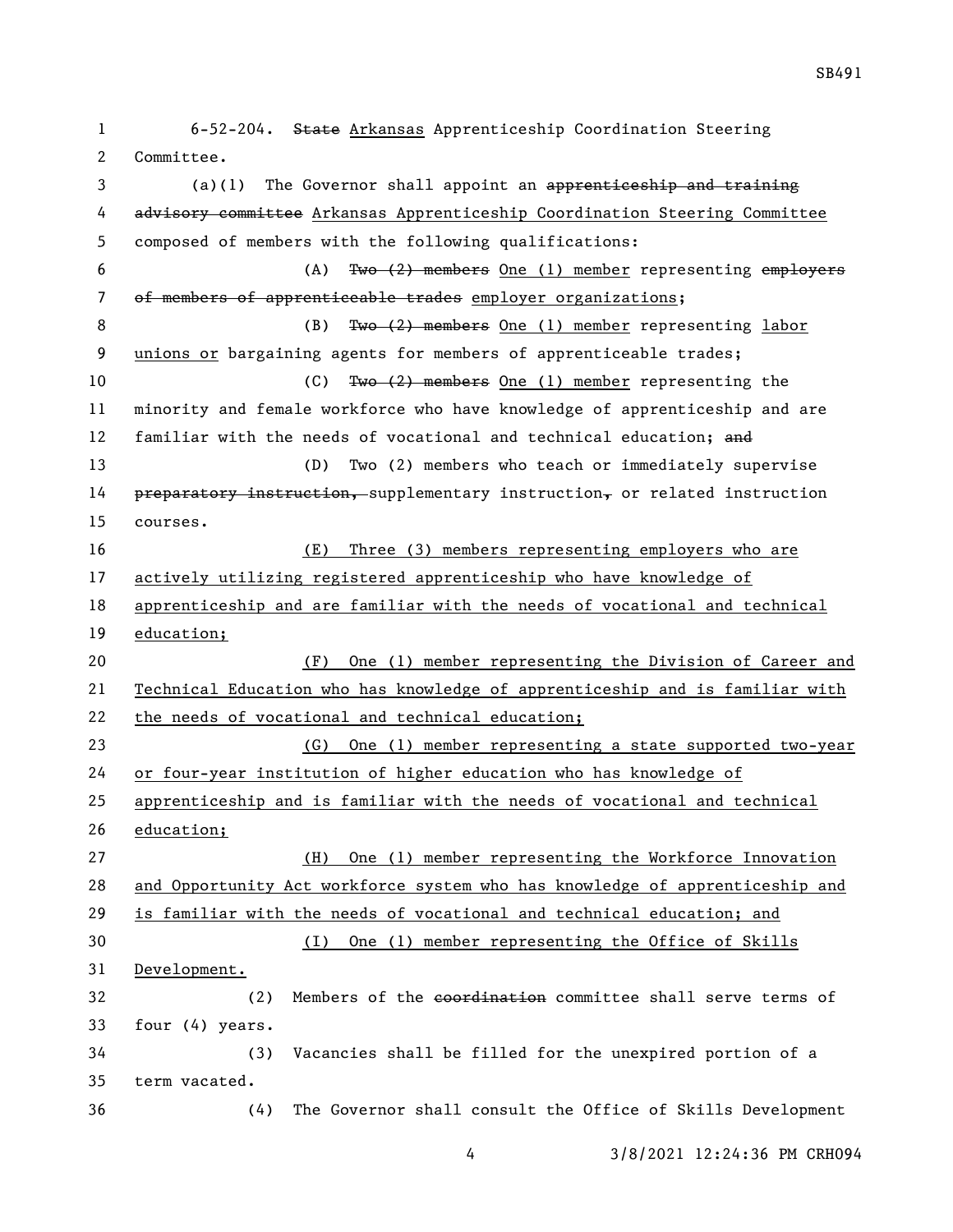6-52-204. ~~State~~ Arkansas Apprenticeship Coordination Steering Committee.

(a)(1) The Governor shall appoint an ~~apprenticeship and training advisory committee~~ Arkansas Apprenticeship Coordination Steering Committee composed of members with the following qualifications:

(A) ~~Two (2) members~~ One (1) member representing ~~employers of members of apprenticeable trades~~ employer organizations;

(B) ~~Two (2) members~~ One (1) member representing labor unions or bargaining agents for members of apprenticeable trades;

(C) ~~Two (2) members~~ One (1) member representing the minority and female workforce who have knowledge of apprenticeship and are familiar with the needs of vocational and technical education; ~~and~~

(D) Two (2) members who teach or immediately supervise ~~preparatory instruction,~~ supplementary instruction~~,~~ or related instruction courses.

(E) Three (3) members representing employers who are actively utilizing registered apprenticeship who have knowledge of apprenticeship and are familiar with the needs of vocational and technical education;

(F) One (1) member representing the Division of Career and Technical Education who has knowledge of apprenticeship and is familiar with the needs of vocational and technical education;

(G) One (1) member representing a state supported two-year or four-year institution of higher education who has knowledge of apprenticeship and is familiar with the needs of vocational and technical education;

(H) One (1) member representing the Workforce Innovation and Opportunity Act workforce system who has knowledge of apprenticeship and is familiar with the needs of vocational and technical education; and

(I) One (1) member representing the Office of Skills Development.

(2) Members of the ~~coordination~~ committee shall serve terms of four (4) years.

(3) Vacancies shall be filled for the unexpired portion of a term vacated.

(4) The Governor shall consult the Office of Skills Development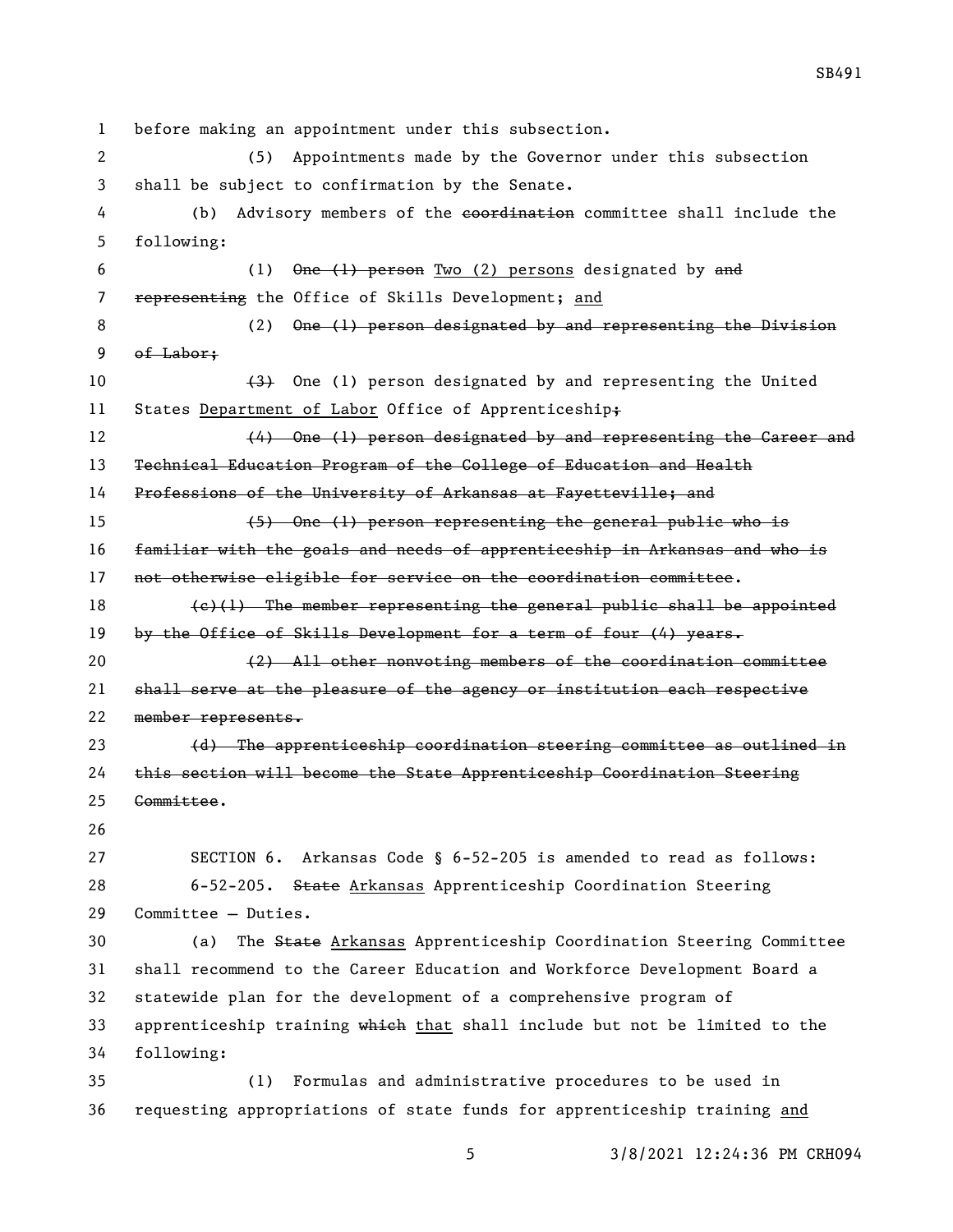before making an appointment under this subsection.

(5) Appointments made by the Governor under this subsection shall be subject to confirmation by the Senate.

(b) Advisory members of the ~~coordination~~ committee shall include the following:

(1) ~~One (1) person~~ Two (2) persons designated by ~~and representing~~ the Office of Skills Development; and

(2) ~~One (1) person designated by and representing the Division of Labor;~~

~~(3)~~ One (1) person designated by and representing the United States Department of Labor Office of Apprenticeship~~;~~

~~(4) One (1) person designated by and representing the Career and Technical Education Program of the College of Education and Health Professions of the University of Arkansas at Fayetteville; and~~

~~(5) One (1) person representing the general public who is familiar with the goals and needs of apprenticeship in Arkansas and who is not otherwise eligible for service on the coordination committee~~.

~~(c)(1) The member representing the general public shall be appointed by the Office of Skills Development for a term of four (4) years.~~

~~(2) All other nonvoting members of the coordination committee shall serve at the pleasure of the agency or institution each respective member represents.~~

~~(d) The apprenticeship coordination steering committee as outlined in this section will become the State Apprenticeship Coordination Steering Committee~~.

SECTION 6. Arkansas Code § 6-52-205 is amended to read as follows:

6-52-205. ~~State~~ Arkansas Apprenticeship Coordination Steering Committee — Duties.

(a) The ~~State~~ Arkansas Apprenticeship Coordination Steering Committee shall recommend to the Career Education and Workforce Development Board a statewide plan for the development of a comprehensive program of apprenticeship training ~~which~~ that shall include but not be limited to the following:

(1) Formulas and administrative procedures to be used in requesting appropriations of state funds for apprenticeship training and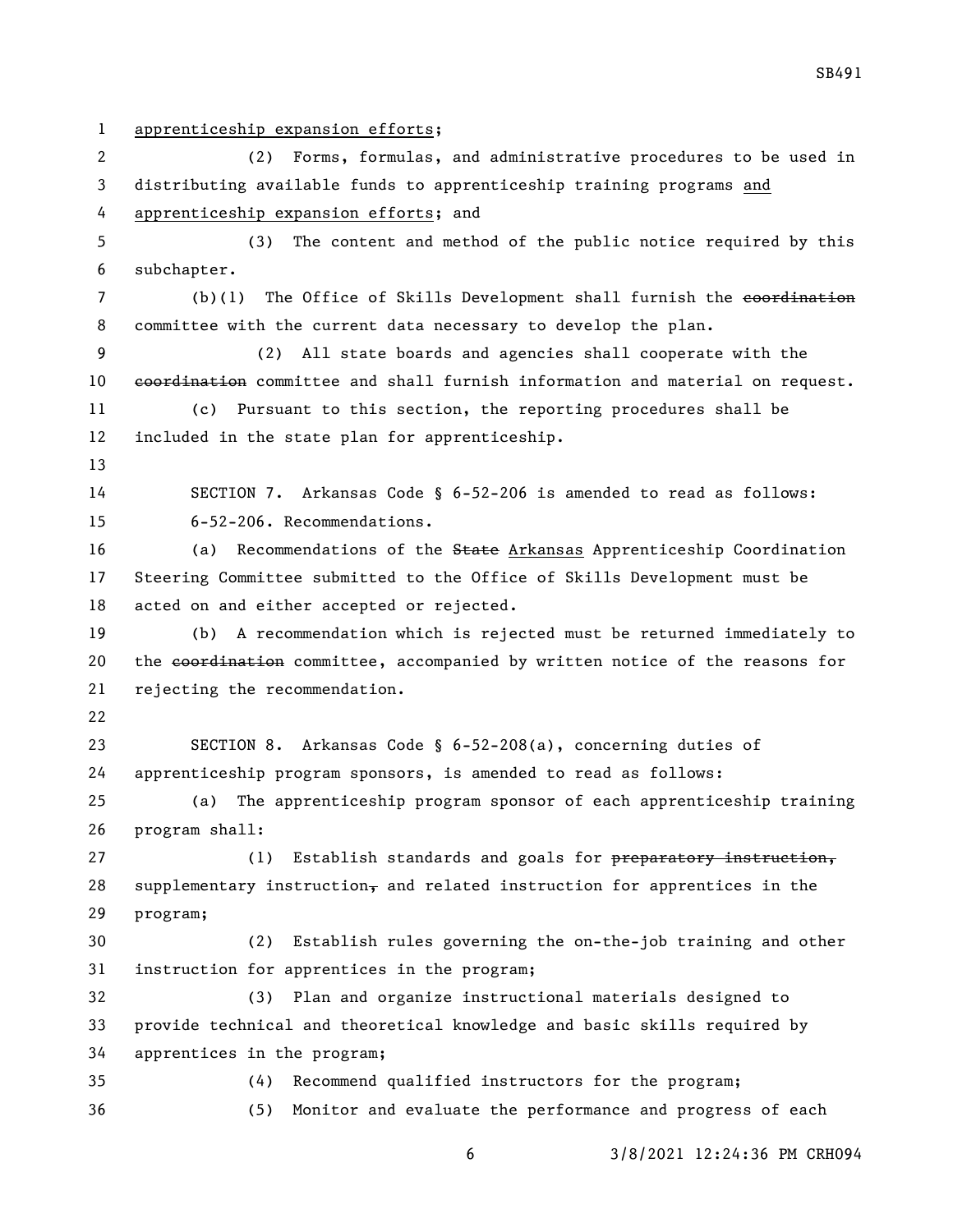apprenticeship expansion efforts;

(2) Forms, formulas, and administrative procedures to be used in distributing available funds to apprenticeship training programs and apprenticeship expansion efforts; and

(3) The content and method of the public notice required by this subchapter.

(b)(1) The Office of Skills Development shall furnish the ~~coordination~~ committee with the current data necessary to develop the plan.

(2) All state boards and agencies shall cooperate with the ~~coordination~~ committee and shall furnish information and material on request.

(c) Pursuant to this section, the reporting procedures shall be included in the state plan for apprenticeship.

SECTION 7. Arkansas Code § 6-52-206 is amended to read as follows:

6-52-206. Recommendations.

(a) Recommendations of the ~~State~~ Arkansas Apprenticeship Coordination Steering Committee submitted to the Office of Skills Development must be acted on and either accepted or rejected.

(b) A recommendation which is rejected must be returned immediately to the ~~coordination~~ committee, accompanied by written notice of the reasons for rejecting the recommendation.

SECTION 8. Arkansas Code § 6-52-208(a), concerning duties of apprenticeship program sponsors, is amended to read as follows:

(a) The apprenticeship program sponsor of each apprenticeship training program shall:

(1) Establish standards and goals for ~~preparatory instruction,~~ supplementary instruction~~,~~ and related instruction for apprentices in the program;

(2) Establish rules governing the on-the-job training and other instruction for apprentices in the program;

(3) Plan and organize instructional materials designed to provide technical and theoretical knowledge and basic skills required by apprentices in the program;

(4) Recommend qualified instructors for the program;

(5) Monitor and evaluate the performance and progress of each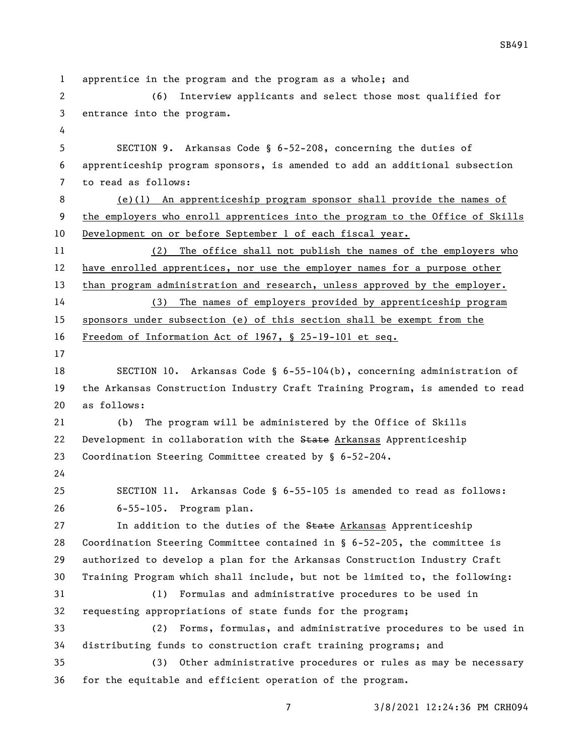apprentice in the program and the program as a whole; and

(6) Interview applicants and select those most qualified for entrance into the program.

SECTION 9. Arkansas Code § 6-52-208, concerning the duties of apprenticeship program sponsors, is amended to add an additional subsection to read as follows:

(e)(1) An apprenticeship program sponsor shall provide the names of the employers who enroll apprentices into the program to the Office of Skills Development on or before September 1 of each fiscal year.

(2) The office shall not publish the names of the employers who have enrolled apprentices, nor use the employer names for a purpose other than program administration and research, unless approved by the employer.

(3) The names of employers provided by apprenticeship program sponsors under subsection (e) of this section shall be exempt from the Freedom of Information Act of 1967, § 25-19-101 et seq.

SECTION 10. Arkansas Code § 6-55-104(b), concerning administration of the Arkansas Construction Industry Craft Training Program, is amended to read as follows:

(b) The program will be administered by the Office of Skills Development in collaboration with the ~~State~~ Arkansas Apprenticeship Coordination Steering Committee created by § 6-52-204.

SECTION 11. Arkansas Code § 6-55-105 is amended to read as follows:

6-55-105. Program plan.

In addition to the duties of the ~~State~~ Arkansas Apprenticeship Coordination Steering Committee contained in § 6-52-205, the committee is authorized to develop a plan for the Arkansas Construction Industry Craft Training Program which shall include, but not be limited to, the following:

(1) Formulas and administrative procedures to be used in requesting appropriations of state funds for the program;

(2) Forms, formulas, and administrative procedures to be used in distributing funds to construction craft training programs; and

(3) Other administrative procedures or rules as may be necessary for the equitable and efficient operation of the program.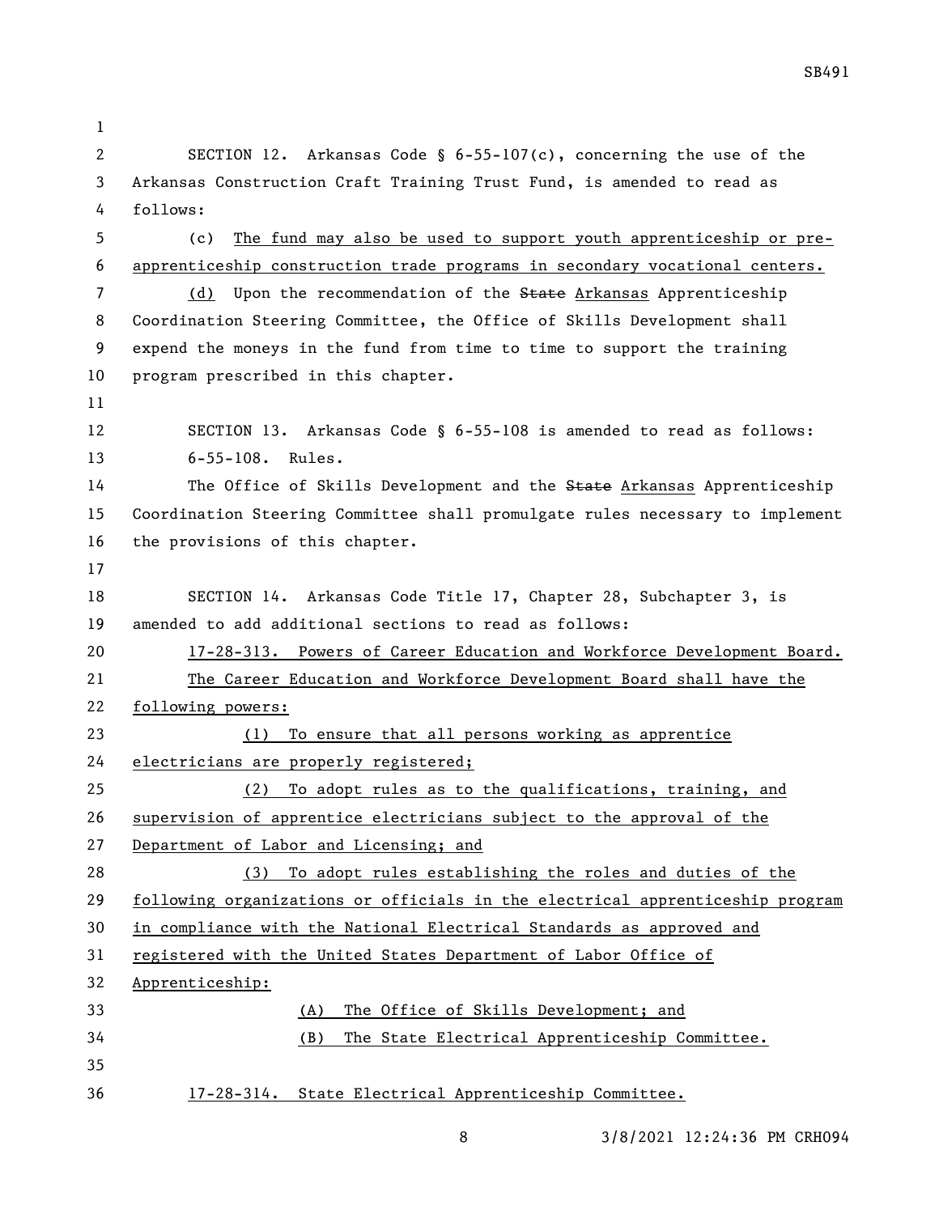SECTION 12. Arkansas Code § 6-55-107(c), concerning the use of the Arkansas Construction Craft Training Trust Fund, is amended to read as follows:

(c) The fund may also be used to support youth apprenticeship or pre-apprenticeship construction trade programs in secondary vocational centers.

(d) Upon the recommendation of the ~~State~~ Arkansas Apprenticeship Coordination Steering Committee, the Office of Skills Development shall expend the moneys in the fund from time to time to support the training program prescribed in this chapter.

SECTION 13. Arkansas Code § 6-55-108 is amended to read as follows:

6-55-108. Rules.

The Office of Skills Development and the ~~State~~ Arkansas Apprenticeship Coordination Steering Committee shall promulgate rules necessary to implement the provisions of this chapter.

SECTION 14. Arkansas Code Title 17, Chapter 28, Subchapter 3, is amended to add additional sections to read as follows:

17-28-313. Powers of Career Education and Workforce Development Board.

The Career Education and Workforce Development Board shall have the following powers:

(1) To ensure that all persons working as apprentice electricians are properly registered;

(2) To adopt rules as to the qualifications, training, and supervision of apprentice electricians subject to the approval of the Department of Labor and Licensing; and

(3) To adopt rules establishing the roles and duties of the following organizations or officials in the electrical apprenticeship program in compliance with the National Electrical Standards as approved and registered with the United States Department of Labor Office of Apprenticeship:

(A) The Office of Skills Development; and

(B) The State Electrical Apprenticeship Committee.

17-28-314. State Electrical Apprenticeship Committee.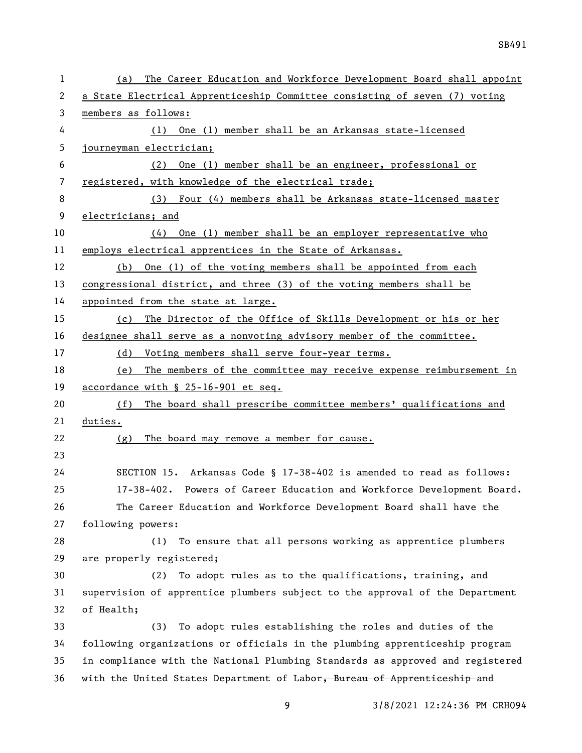(a) The Career Education and Workforce Development Board shall appoint a State Electrical Apprenticeship Committee consisting of seven (7) voting members as follows:

(1) One (1) member shall be an Arkansas state-licensed journeyman electrician;

(2) One (1) member shall be an engineer, professional or registered, with knowledge of the electrical trade;

(3) Four (4) members shall be Arkansas state-licensed master electricians; and

(4) One (1) member shall be an employer representative who employs electrical apprentices in the State of Arkansas.

(b) One (1) of the voting members shall be appointed from each congressional district, and three (3) of the voting members shall be appointed from the state at large.

(c) The Director of the Office of Skills Development or his or her designee shall serve as a nonvoting advisory member of the committee.

(d) Voting members shall serve four-year terms.

(e) The members of the committee may receive expense reimbursement in accordance with § 25-16-901 et seq.

(f) The board shall prescribe committee members' qualifications and duties.

(g) The board may remove a member for cause.

SECTION 15. Arkansas Code § 17-38-402 is amended to read as follows:

17-38-402. Powers of Career Education and Workforce Development Board.

The Career Education and Workforce Development Board shall have the following powers:

(1) To ensure that all persons working as apprentice plumbers are properly registered;

(2) To adopt rules as to the qualifications, training, and supervision of apprentice plumbers subject to the approval of the Department of Health;

(3) To adopt rules establishing the roles and duties of the following organizations or officials in the plumbing apprenticeship program in compliance with the National Plumbing Standards as approved and registered with the United States Department of Labor~~, Bureau of Apprenticeship and~~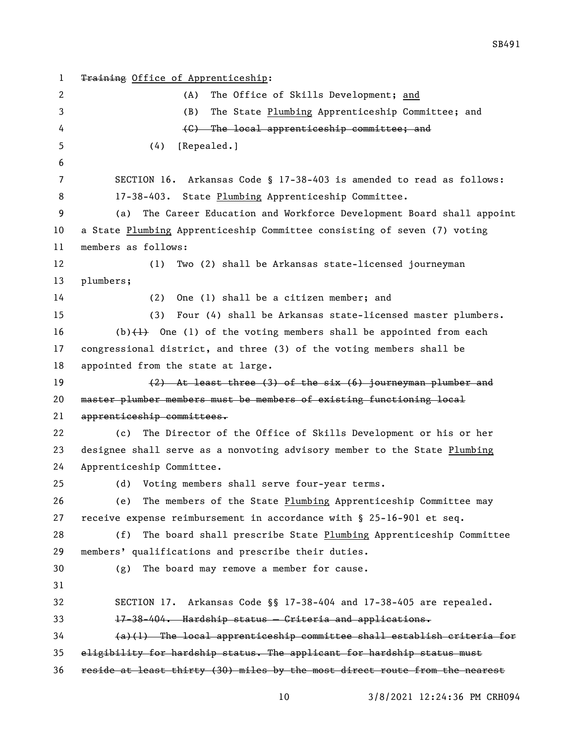~~Training~~ <u>Office of Apprenticeship</u>:

(A) The Office of Skills Development; <u>and</u>

(B) The State <u>Plumbing</u> Apprenticeship Committee; and

~~(C) The local apprenticeship committee; and~~

(4) [Repealed.]

SECTION 16. Arkansas Code § 17-38-403 is amended to read as follows:

17-38-403. State <u>Plumbing</u> Apprenticeship Committee.

(a) The Career Education and Workforce Development Board shall appoint a State <u>Plumbing</u> Apprenticeship Committee consisting of seven (7) voting members as follows:

(1) Two (2) shall be Arkansas state-licensed journeyman plumbers;

(2) One (1) shall be a citizen member; and

(3) Four (4) shall be Arkansas state-licensed master plumbers.

(b)~~(1)~~ One (1) of the voting members shall be appointed from each congressional district, and three (3) of the voting members shall be appointed from the state at large.

~~(2) At least three (3) of the six (6) journeyman plumber and master plumber members must be members of existing functioning local apprenticeship committees.~~

(c) The Director of the Office of Skills Development or his or her designee shall serve as a nonvoting advisory member to the State <u>Plumbing</u> Apprenticeship Committee.

(d) Voting members shall serve four-year terms.

(e) The members of the State <u>Plumbing</u> Apprenticeship Committee may receive expense reimbursement in accordance with § 25-16-901 et seq.

(f) The board shall prescribe State <u>Plumbing</u> Apprenticeship Committee members' qualifications and prescribe their duties.

(g) The board may remove a member for cause.

SECTION 17. Arkansas Code §§ 17-38-404 and 17-38-405 are repealed.

~~17-38-404. Hardship status — Criteria and applications.~~

~~(a)(1) The local apprenticeship committee shall establish criteria for eligibility for hardship status. The applicant for hardship status must reside at least thirty (30) miles by the most direct route from the nearest~~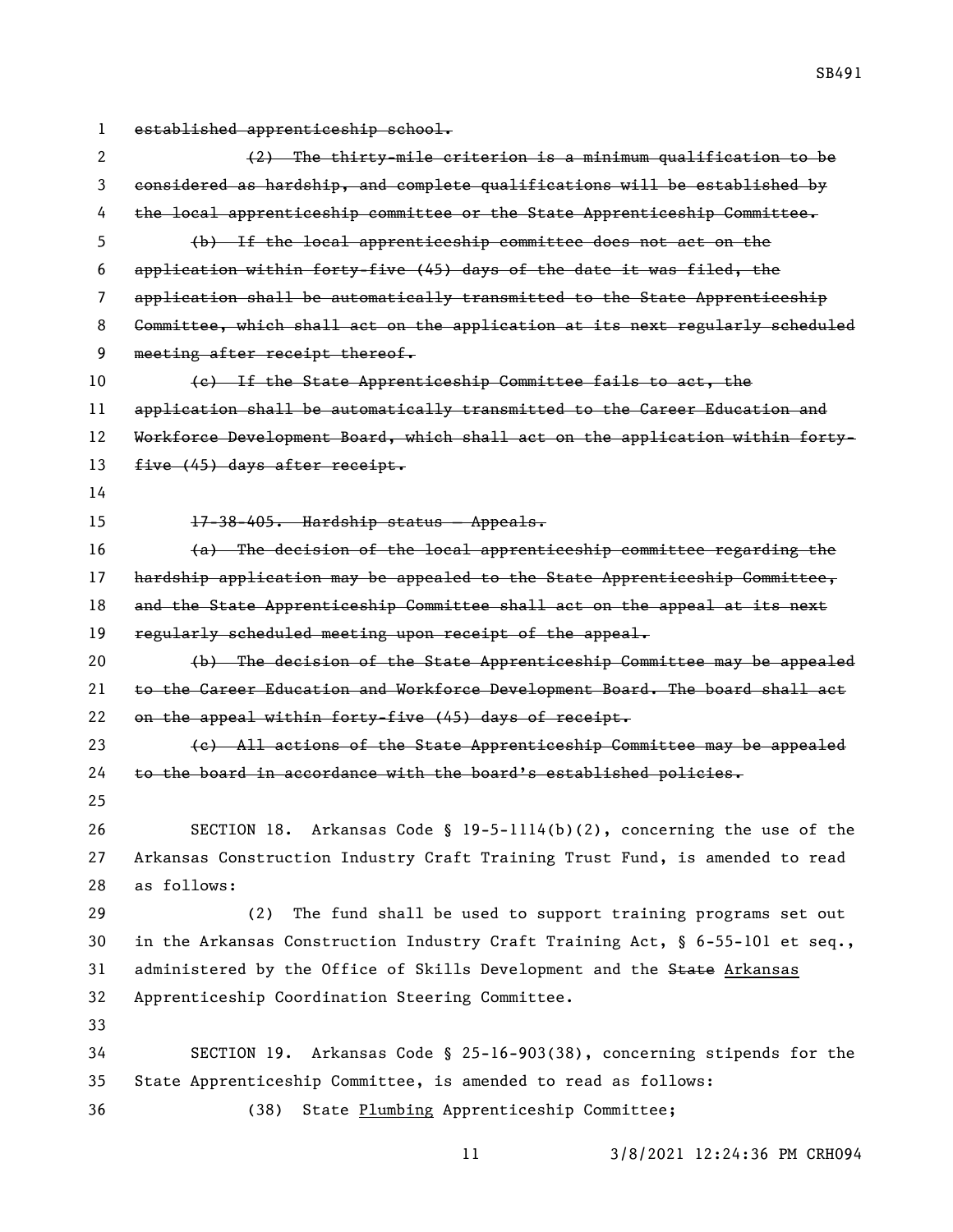~~established apprenticeship school.~~

~~(2) The thirty-mile criterion is a minimum qualification to be considered as hardship, and complete qualifications will be established by the local apprenticeship committee or the State Apprenticeship Committee.~~

~~(b) If the local apprenticeship committee does not act on the application within forty-five (45) days of the date it was filed, the application shall be automatically transmitted to the State Apprenticeship Committee, which shall act on the application at its next regularly scheduled meeting after receipt thereof.~~

~~(c) If the State Apprenticeship Committee fails to act, the application shall be automatically transmitted to the Career Education and Workforce Development Board, which shall act on the application within forty-five (45) days after receipt.~~

~~17-38-405. Hardship status — Appeals.~~

~~(a) The decision of the local apprenticeship committee regarding the hardship application may be appealed to the State Apprenticeship Committee, and the State Apprenticeship Committee shall act on the appeal at its next regularly scheduled meeting upon receipt of the appeal.~~

~~(b) The decision of the State Apprenticeship Committee may be appealed to the Career Education and Workforce Development Board. The board shall act on the appeal within forty-five (45) days of receipt.~~

~~(c) All actions of the State Apprenticeship Committee may be appealed to the board in accordance with the board's established policies.~~

SECTION 18. Arkansas Code § 19-5-1114(b)(2), concerning the use of the Arkansas Construction Industry Craft Training Trust Fund, is amended to read as follows:

(2) The fund shall be used to support training programs set out in the Arkansas Construction Industry Craft Training Act, § 6-55-101 et seq., administered by the Office of Skills Development and the ~~State~~ Arkansas Apprenticeship Coordination Steering Committee.

SECTION 19. Arkansas Code § 25-16-903(38), concerning stipends for the State Apprenticeship Committee, is amended to read as follows:

(38) State Plumbing Apprenticeship Committee;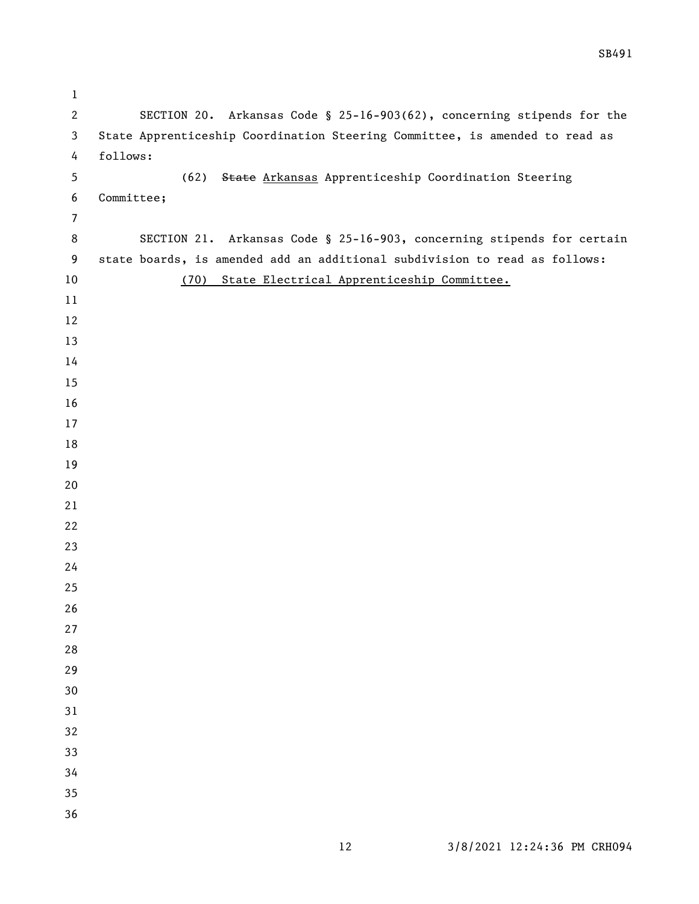SECTION 20. Arkansas Code § 25-16-903(62), concerning stipends for the State Apprenticeship Coordination Steering Committee, is amended to read as follows:

(62) ~~State~~ Arkansas Apprenticeship Coordination Steering Committee;

SECTION 21. Arkansas Code § 25-16-903, concerning stipends for certain state boards, is amended add an additional subdivision to read as follows:

(70) State Electrical Apprenticeship Committee.